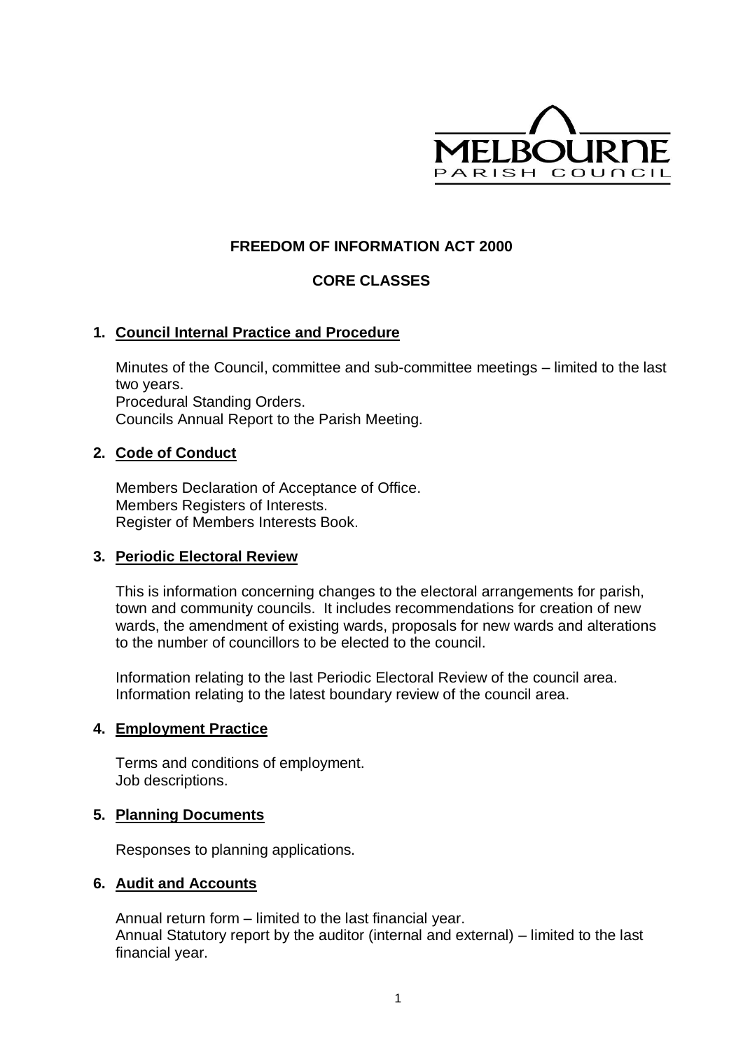MELBOURNE
PARISH COUNCIL

# FREEDOM OF INFORMATION ACT 2000

## CORE CLASSES

### 1. Council Internal Practice and Procedure

Minutes of the Council, committee and sub-committee meetings – limited to the last two years.
Procedural Standing Orders.
Councils Annual Report to the Parish Meeting.

### 2. Code of Conduct

Members Declaration of Acceptance of Office.
Members Registers of Interests.
Register of Members Interests Book.

### 3. Periodic Electoral Review

This is information concerning changes to the electoral arrangements for parish, town and community councils. It includes recommendations for creation of new wards, the amendment of existing wards, proposals for new wards and alterations to the number of councillors to be elected to the council.

Information relating to the last Periodic Electoral Review of the council area.
Information relating to the latest boundary review of the council area.

### 4. Employment Practice

Terms and conditions of employment.
Job descriptions.

### 5. Planning Documents

Responses to planning applications.

### 6. Audit and Accounts

Annual return form – limited to the last financial year.
Annual Statutory report by the auditor (internal and external) – limited to the last financial year.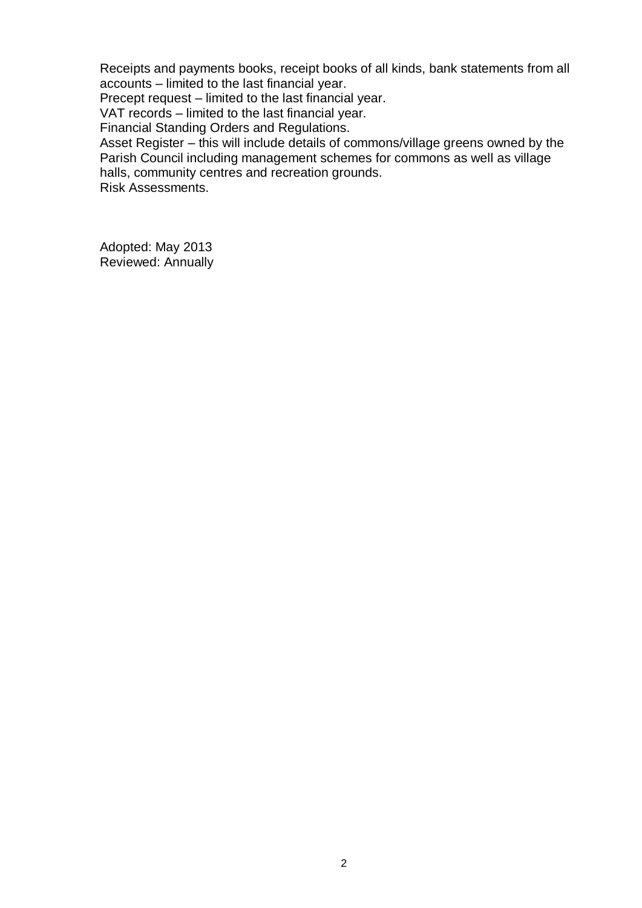Receipts and payments books, receipt books of all kinds, bank statements from all accounts – limited to the last financial year.
Precept request – limited to the last financial year.
VAT records – limited to the last financial year.
Financial Standing Orders and Regulations.
Asset Register – this will include details of commons/village greens owned by the Parish Council including management schemes for commons as well as village halls, community centres and recreation grounds.
Risk Assessments.

Adopted: May 2013
Reviewed: Annually